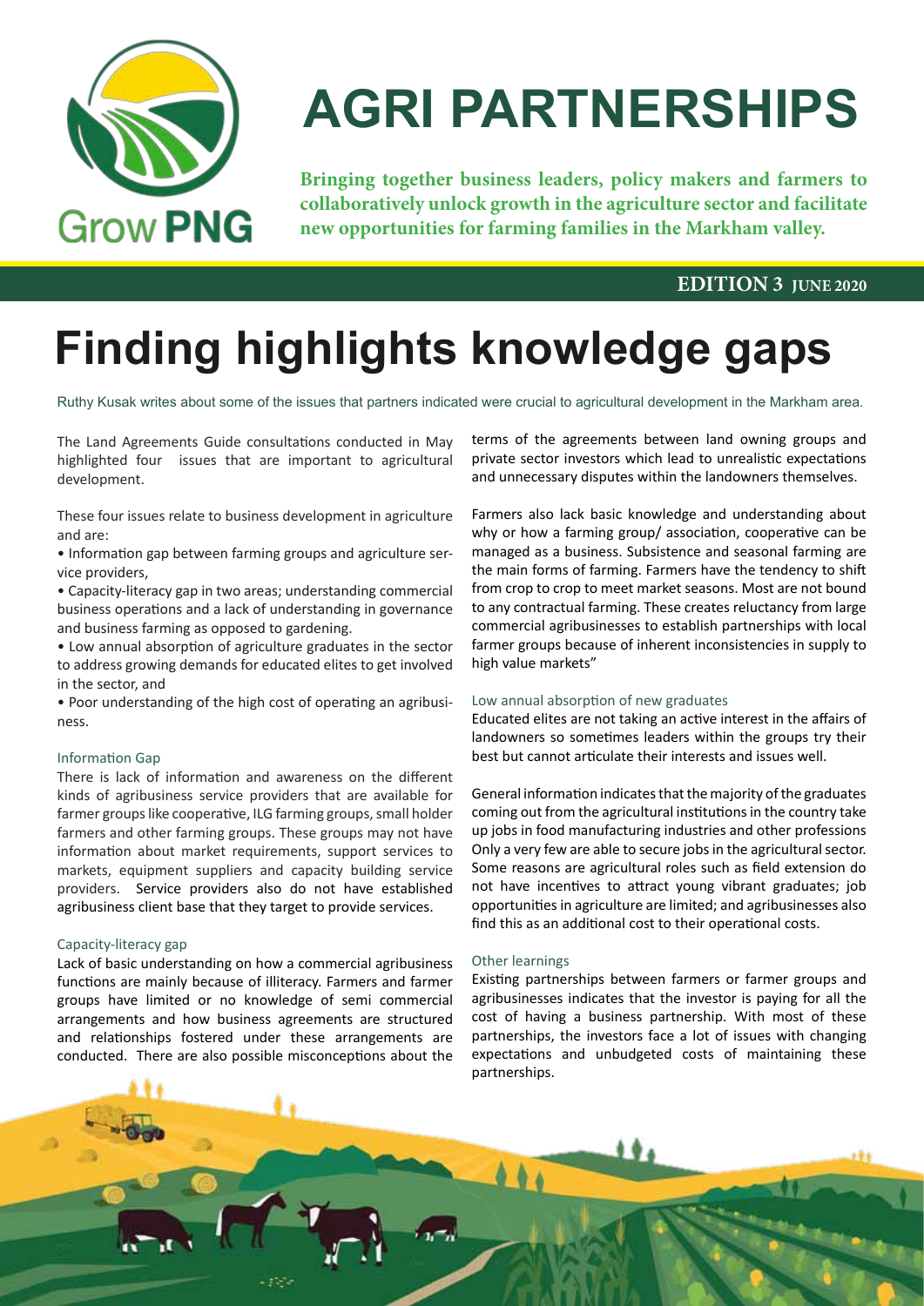# AGRI PARTNERSHIPS

**Bringing together business leaders, policy makers and farmers to collaboratively unlock growth in the agriculture sector and facilitate new opportunities for farming families in the Markham valley.**

**EDITION 3 JUNE 2020**

# Finding highlights knowledge gaps

Ruthy Kusak writes about some of the issues that partners indicated were crucial to agricultural development in the Markham area.

The Land Agreements Guide consultations conducted in May highlighted four issues that are important to agricultural development.

These four issues relate to business development in agriculture and are:

- Information gap between farming groups and agriculture service providers,
- Capacity-literacy gap in two areas; understanding commercial business operations and a lack of understanding in governance and business farming as opposed to gardening.
- Low annual absorption of agriculture graduates in the sector to address growing demands for educated elites to get involved in the sector, and
- Poor understanding of the high cost of operating an agribusiness.

### Information Gap

There is lack of information and awareness on the different kinds of agribusiness service providers that are available for farmer groups like cooperative, ILG farming groups, small holder farmers and other farming groups. These groups may not have information about market requirements, support services to markets, equipment suppliers and capacity building service providers. Service providers also do not have established agribusiness client base that they target to provide services.

### Capacity-literacy gap

Lack of basic understanding on how a commercial agribusiness functions are mainly because of illiteracy. Farmers and farmer groups have limited or no knowledge of semi commercial arrangements and how business agreements are structured and relationships fostered under these arrangements are conducted. There are also possible misconceptions about the terms of the agreements between land owning groups and private sector investors which lead to unrealistic expectations and unnecessary disputes within the landowners themselves.

Farmers also lack basic knowledge and understanding about why or how a farming group/ association, cooperative can be managed as a business. Subsistence and seasonal farming are the main forms of farming. Farmers have the tendency to shift from crop to crop to meet market seasons. Most are not bound to any contractual farming. These creates reluctancy from large commercial agribusinesses to establish partnerships with local farmer groups because of inherent inconsistencies in supply to high value markets"

### Low annual absorption of new graduates

Educated elites are not taking an active interest in the affairs of landowners so sometimes leaders within the groups try their best but cannot articulate their interests and issues well.

General information indicates that the majority of the graduates coming out from the agricultural institutions in the country take up jobs in food manufacturing industries and other professions Only a very few are able to secure jobs in the agricultural sector. Some reasons are agricultural roles such as field extension do not have incentives to attract young vibrant graduates; job opportunities in agriculture are limited; and agribusinesses also find this as an additional cost to their operational costs.

### Other learnings

Existing partnerships between farmers or farmer groups and agribusinesses indicates that the investor is paying for all the cost of having a business partnership. With most of these partnerships, the investors face a lot of issues with changing expectations and unbudgeted costs of maintaining these partnerships.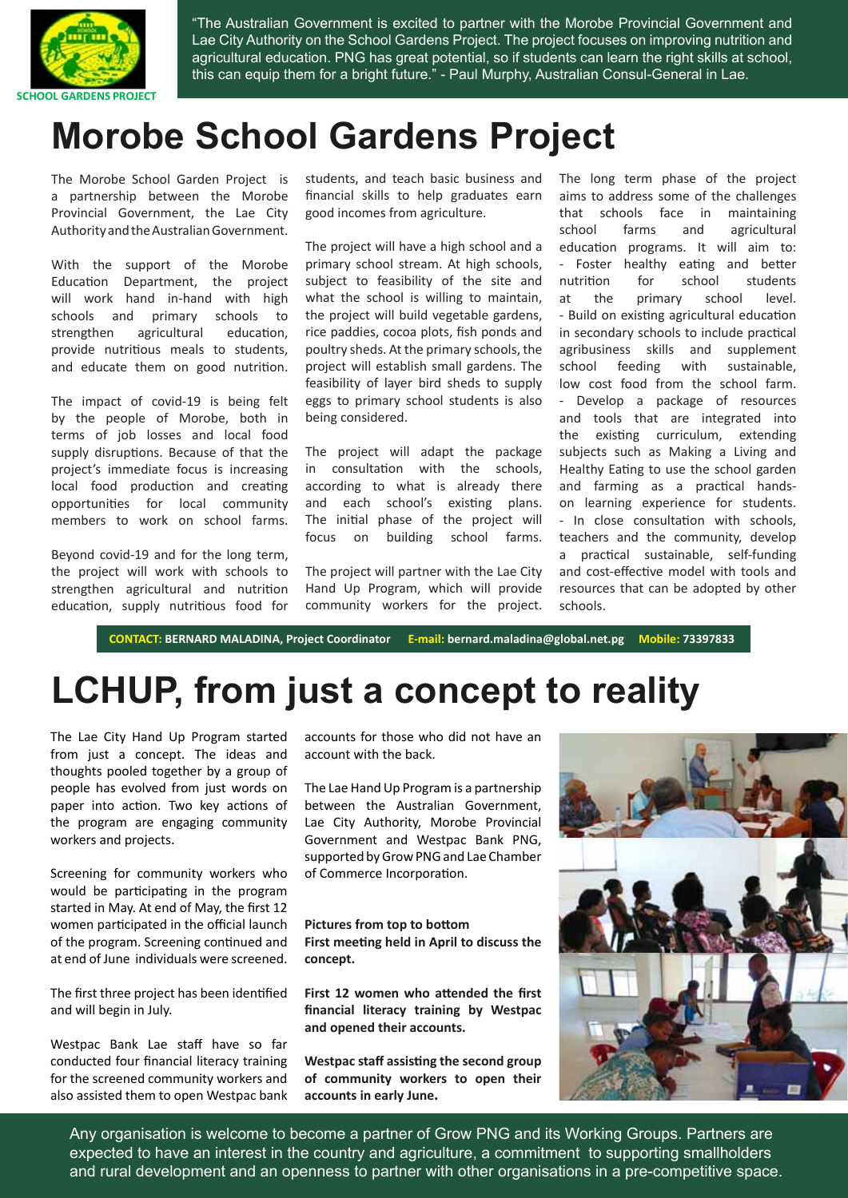SCHOOL GARDENS PROJECT

"The Australian Government is excited to partner with the Morobe Provincial Government and Lae City Authority on the School Gardens Project. The project focuses on improving nutrition and agricultural education. PNG has great potential, so if students can learn the right skills at school, this can equip them for a bright future." - Paul Murphy, Australian Consul-General in Lae.

# Morobe School Gardens Project

The Morobe School Garden Project is a partnership between the Morobe Provincial Government, the Lae City Authority and the Australian Government.

With the support of the Morobe Education Department, the project will work hand in-hand with high schools and primary schools to strengthen agricultural education, provide nutritious meals to students, and educate them on good nutrition.

The impact of covid-19 is being felt by the people of Morobe, both in terms of job losses and local food supply disruptions. Because of the this, the project's immediate focus is increasing local food production and creating opportunities for local community members to work on school farms.

Beyond covid-19 and for the long term, the project will work with schools to strengthen agricultural and nutrition education, supply nutritious food for students, and teach basic business and financial skills to help graduates earn good incomes from agriculture.

The project will have a high school and a primary school stream. At high schools, subject to feasibility of the site and what the school is willing to maintain, the project will build vegetable gardens, rice paddies, cocoa plots, fish ponds and poultry sheds. At the primary schools, the project will establish small gardens. The feasibility of layer bird sheds to supply eggs to primary school students is also being considered.

The project will adapt the package in consultation with the schools, according to what is already there and each school's existing plans. The initial phase of the project will focus on building school farms.

The project will partner with the Lae City Hand Up Program, which will provide community workers for the project.

The long term phase of the project aims to address some of the challenges that schools face in maintaining school farms and agricultural education programs. It will aim to:

- Foster healthy eating and better nutrition for school students at the primary school level.
- Build on existing agricultural education in secondary schools to include practical agribusiness skills and supplement school feeding with sustainable, low cost food from the school farm.
- Develop a package of resources and tools that are integrated into the existing curriculum, extending subjects such as Making a Living and Healthy Eating to use the school garden and farming as a practical hands-on learning experience for students.
- In close consultation with schools, teachers and the community, develop a practical sustainable, self-funding and cost-effective model with tools and resources that can be adopted by other schools.

**CONTACT:** BERNARD MALADINA, Project Coordinator **E-mail:** bernard.maladina@global.net.pg **Mobile:** 73397833

# LCHUP, from just a concept to reality

The Lae City Hand Up Program started from just a concept. The ideas and thoughts pooled together by a group of people has evolved from just words on paper into action. Two key actions of the program are engaging community workers and projects.

Screening for community workers who would be participating in the program started in May. At end of May, the first 12 women participated in the official launch of the program. Screening continued and at end of June individuals were screened.

The first three project has been identified and will begin in July.

Westpac Bank Lae staff have so far conducted four financial literacy training for the screened community workers and also assisted them to open Westpac bank accounts for those who did not have an account with the back.

The Lae Hand Up Program is a partnership between the Australian Government, Lae City Authority, Morobe Provincial Government and Westpac Bank PNG, supported by Grow PNG and Lae Chamber of Commerce Incorporation.

**Pictures from top to bottom**

**First meeting held in April to discuss the concept.**

**First 12 women who attended the first financial literacy training by Westpac and opened their accounts.**

**Westpac staff assisting the second group of community workers to open their accounts in early June.**

Any organisation is welcome to become a partner of Grow PNG and its Working Groups. Partners are expected to have an interest in the country and agriculture, a commitment to supporting smallholders and rural development and an openness to partner with other organisations in a pre-competitive space.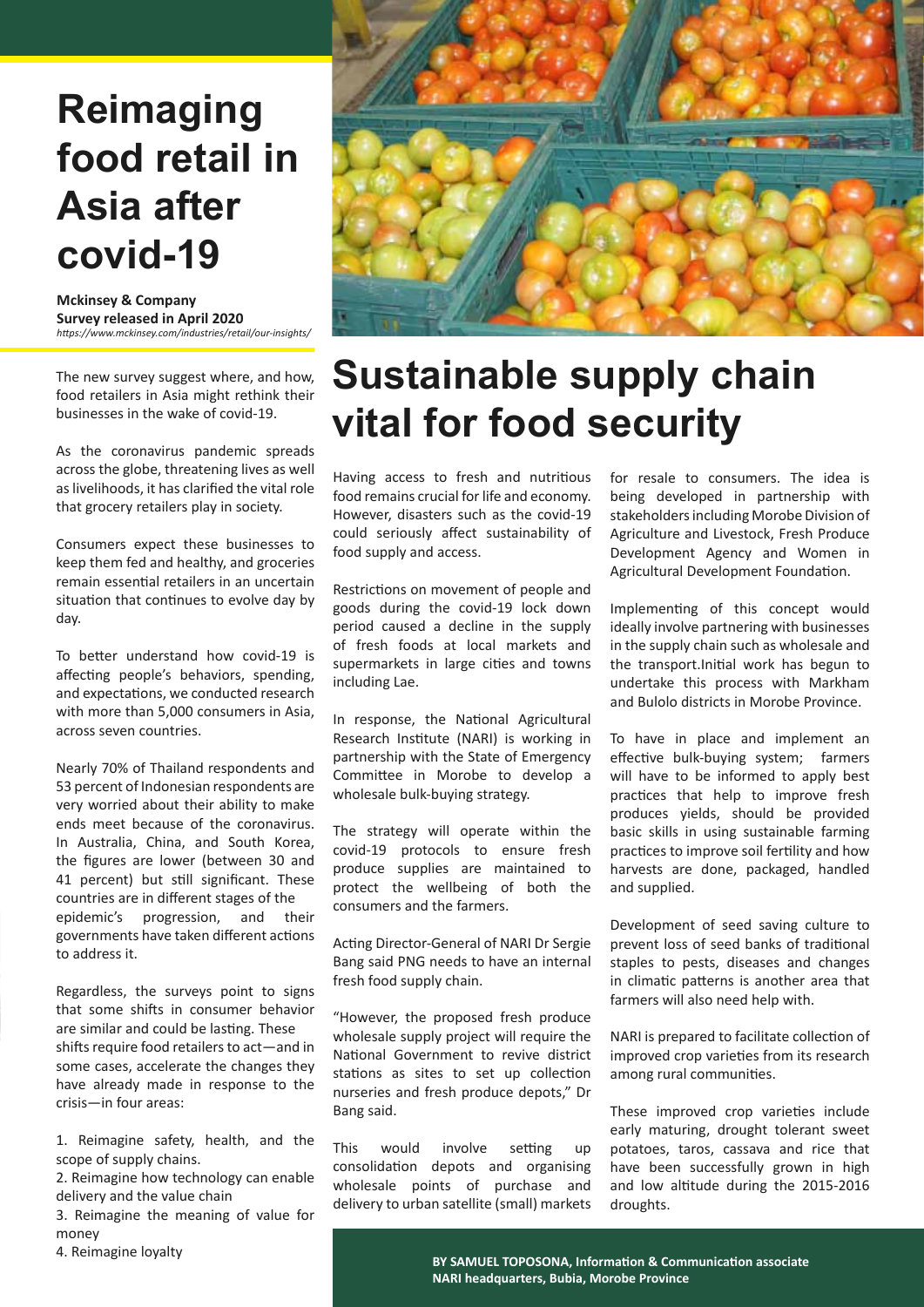# Reimaging food retail in Asia after covid-19

**Mckinsey & Company**
**Survey released in April 2020**
*https://www.mckinsey.com/industries/retail/our-insights/*

The new survey suggest where, and how, food retailers in Asia might rethink their businesses in the wake of covid-19.

As the coronavirus pandemic spreads across the globe, threatening lives as well as livelihoods, it has clarified the vital role that grocery retailers play in society.

Consumers expect these businesses to keep them fed and healthy, and groceries remain essential retailers in an uncertain situation that continues to evolve day by day.

To better understand how covid-19 is affecting people's behaviors, spending, and expectations, we conducted research with more than 5,000 consumers in Asia, across seven countries.

Nearly 70% of Thailand respondents and 53 percent of Indonesian respondents are very worried about their ability to make ends meet because of the coronavirus. In Australia, China, and South Korea, the figures are lower (between 30 and 41 percent) but still significant. These countries are in different stages of the epidemic's progression, and their governments have taken different actions to address it.

Regardless, the surveys point to signs that some shifts in consumer behavior are similar and could be lasting. These shifts require food retailers to act—and in some cases, accelerate the changes they have already made in response to the crisis—in four areas:

1. Reimagine safety, health, and the scope of supply chains.
2. Reimagine how technology can enable delivery and the value chain
3. Reimagine the meaning of value for money
4. Reimagine loyalty

# Sustainable supply chain vital for food security

Having access to fresh and nutritious food remains crucial for life and economy. However, disasters such as the covid-19 could seriously affect sustainability of food supply and access.

Restrictions on movement of people and goods during the covid-19 lock down period caused a decline in the supply of fresh foods at local markets and supermarkets in large cities and towns including Lae.

In response, the National Agricultural Research Institute (NARI) is working in partnership with the State of Emergency Committee in Morobe to develop a wholesale bulk-buying strategy.

The strategy will operate within the covid-19 protocols to ensure fresh produce supplies are maintained to protect the wellbeing of both the consumers and the farmers.

Acting Director-General of NARI Dr Sergie Bang said PNG needs to have an internal fresh food supply chain.

"However, the proposed fresh produce wholesale supply project will require the National Government to revive district stations as sites to set up collection nurseries and fresh produce depots," Dr Bang said.

This would involve setting up consolidation depots and organising wholesale points of purchase and delivery to urban satellite (small) markets for resale to consumers. The idea is being developed in partnership with stakeholders including Morobe Division of Agriculture and Livestock, Fresh Produce Development Agency and Women in Agricultural Development Foundation.

Implementing of this concept would ideally involve partnering with businesses in the supply chain such as wholesale and the transport.Initial work has begun to undertake this process with Markham and Bulolo districts in Morobe Province.

To have in place and implement an effective bulk-buying system; farmers will have to be informed to apply best practices that help to improve fresh produces yields, should be provided basic skills in using sustainable farming practices to improve soil fertility and how harvests are done, packaged, handled and supplied.

Development of seed saving culture to prevent loss of seed banks of traditional staples to pests, diseases and changes in climatic patterns is another area that farmers will also need help with.

NARI is prepared to facilitate collection of improved crop varieties from its research among rural communities.

These improved crop varieties include early maturing, drought tolerant sweet potatoes, taros, cassava and rice that have been successfully grown in high and low altitude during the 2015-2016 droughts.

**BY SAMUEL TOPOSONA, Information & Communication associate**
**NARI headquarters, Bubia, Morobe Province**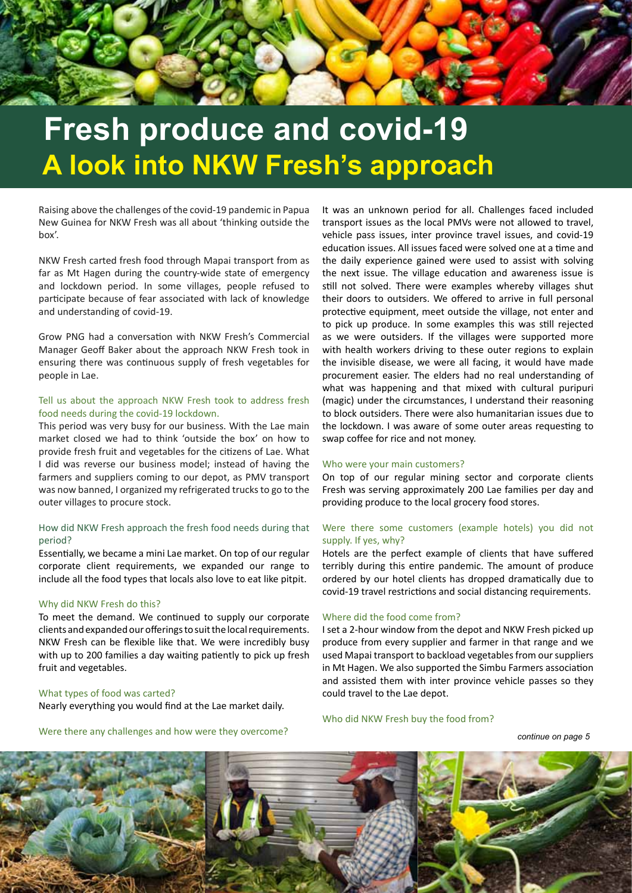# Fresh produce and covid-19

## A look into NKW Fresh's approach

Raising above the challenges of the covid-19 pandemic in Papua New Guinea for NKW Fresh was all about 'thinking outside the box'.

NKW Fresh carted fresh food through Mapai transport from as far as Mt Hagen during the country-wide state of emergency and lockdown period. In some villages, people refused to participate because of fear associated with lack of knowledge and understanding of covid-19.

Grow PNG had a conversation with NKW Fresh's Commercial Manager Geoff Baker about the approach NKW Fresh took in ensuring there was continuous supply of fresh vegetables for people in Lae.

### Tell us about the approach NKW Fresh took to address fresh food needs during the covid-19 lockdown.

This period was very busy for our business. With the Lae main market closed we had to think 'outside the box' on how to provide fresh fruit and vegetables for the citizens of Lae. What I did was reverse our business model; instead of having the farmers and suppliers coming to our depot, as PMV transport was now banned, I organized my refrigerated trucks to go to the outer villages to procure stock.

### How did NKW Fresh approach the fresh food needs during that period?

Essentially, we became a mini Lae market. On top of our regular corporate client requirements, we expanded our range to include all the food types that locals also love to eat like pitpit.

### Why did NKW Fresh do this?

To meet the demand. We continued to supply our corporate clients and expanded our offerings to suit the local requirements. NKW Fresh can be flexible like that. We were incredibly busy with up to 200 families a day waiting patiently to pick up fresh fruit and vegetables.

### What types of food was carted?

Nearly everything you would find at the Lae market daily.

### Were there any challenges and how were they overcome?

It was an unknown period for all. Challenges faced included transport issues as the local PMVs were not allowed to travel, vehicle pass issues, inter province travel issues, and covid-19 education issues. All issues faced were solved one at a time and the daily experience gained were used to assist with solving the next issue. The village education and awareness issue is still not solved. There were examples whereby villages shut their doors to outsiders. We offered to arrive in full personal protective equipment, meet outside the village, not enter and to pick up produce. In some examples this was still rejected as we were outsiders. If the villages were supported more with health workers driving to these outer regions to explain the invisible disease, we were all facing, it would have made procurement easier. The elders had no real understanding of what was happening and that mixed with cultural puripuri (magic) under the circumstances, I understand their reasoning to block outsiders. There were also humanitarian issues due to the lockdown. I was aware of some outer areas requesting to swap coffee for rice and not money.

### Who were your main customers?

On top of our regular mining sector and corporate clients Fresh was serving approximately 200 Lae families per day and providing produce to the local grocery food stores.

### Were there some customers (example hotels) you did not supply. If yes, why?

Hotels are the perfect example of clients that have suffered terribly during this entire pandemic. The amount of produce ordered by our hotel clients has dropped dramatically due to covid-19 travel restrictions and social distancing requirements.

### Where did the food come from?

I set a 2-hour window from the depot and NKW Fresh picked up produce from every supplier and farmer in that range and we used Mapai transport to backload vegetables from our suppliers in Mt Hagen. We also supported the Simbu Farmers association and assisted them with inter province vehicle passes so they could travel to the Lae depot.

### Who did NKW Fresh buy the food from?

*continue on page 5*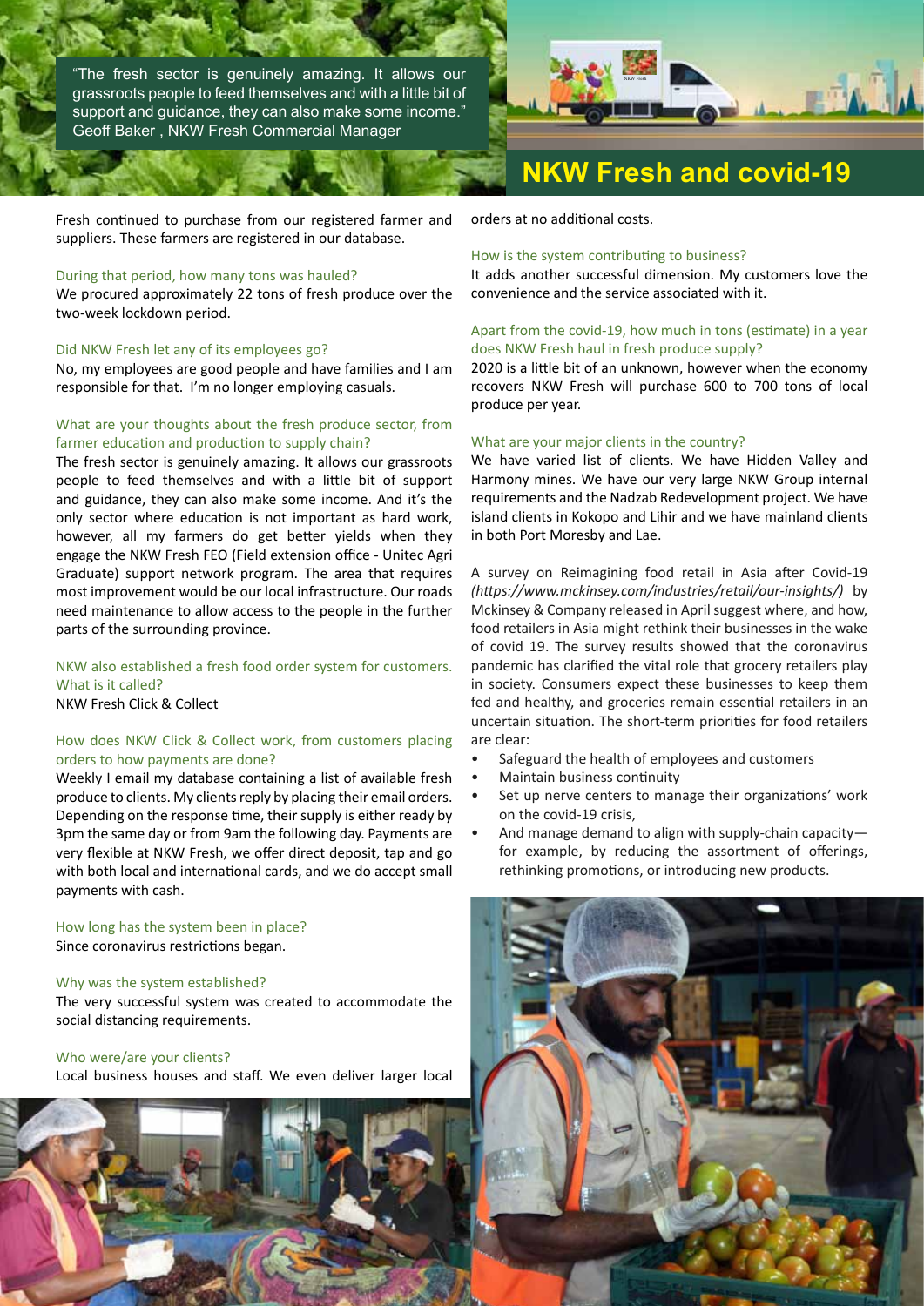> "The fresh sector is genuinely amazing. It allows our grassroots people to feed themselves and with a little bit of support and guidance, they can also make some income."
> Geoff Baker , NKW Fresh Commercial Manager

## NKW Fresh and covid-19

Fresh continued to purchase from our registered farmer and suppliers. These farmers are registered in our database.

During that period, how many tons was hauled?
We procured approximately 22 tons of fresh produce over the two-week lockdown period.

Did NKW Fresh let any of its employees go?
No, my employees are good people and have families and I am responsible for that. I'm no longer employing casuals.

What are your thoughts about the fresh produce sector, from farmer education and production to supply chain?
The fresh sector is genuinely amazing. It allows our grassroots people to feed themselves and with a little bit of support and guidance, they can also make some income. And it's the only sector where education is not important as hard work, however, all my farmers do get better yields when they engage the NKW Fresh FEO (Field extension office - Unitec Agri Graduate) support network program. The area that requires most improvement would be our local infrastructure. Our roads need maintenance to allow access to the people in the further parts of the surrounding province.

NKW also established a fresh food order system for customers. What is it called?
NKW Fresh Click & Collect

How does NKW Click & Collect work, from customers placing orders to how payments are done?
Weekly I email my database containing a list of available fresh produce to clients. My clients reply by placing their email orders. Depending on the response time, their supply is either ready by 3pm the same day or from 9am the following day. Payments are very flexible at NKW Fresh, we offer direct deposit, tap and go with both local and international cards, and we do accept small payments with cash.

How long has the system been in place?
Since coronavirus restrictions began.

Why was the system established?
The very successful system was created to accommodate the social distancing requirements.

Who were/are your clients?
Local business houses and staff. We even deliver larger local orders at no additional costs.

How is the system contributing to business?
It adds another successful dimension. My customers love the convenience and the service associated with it.

Apart from the covid-19, how much in tons (estimate) in a year does NKW Fresh haul in fresh produce supply?
2020 is a little bit of an unknown, however when the economy recovers NKW Fresh will purchase 600 to 700 tons of local produce per year.

What are your major clients in the country?
We have varied list of clients. We have Hidden Valley and Harmony mines. We have our very large NKW Group internal requirements and the Nadzab Redevelopment project. We have island clients in Kokopo and Lihir and we have mainland clients in both Port Moresby and Lae.

A survey on Reimagining food retail in Asia after Covid-19 *(https://www.mckinsey.com/industries/retail/our-insights/)* by Mckinsey & Company released in April suggest where, and how, food retailers in Asia might rethink their businesses in the wake of covid 19. The survey results showed that the coronavirus pandemic has clarified the vital role that grocery retailers play in society. Consumers expect these businesses to keep them fed and healthy, and groceries remain essential retailers in an uncertain situation. The short-term priorities for food retailers are clear:

- Safeguard the health of employees and customers
- Maintain business continuity
- Set up nerve centers to manage their organizations' work on the covid-19 crisis,
- And manage demand to align with supply-chain capacity—for example, by reducing the assortment of offerings, rethinking promotions, or introducing new products.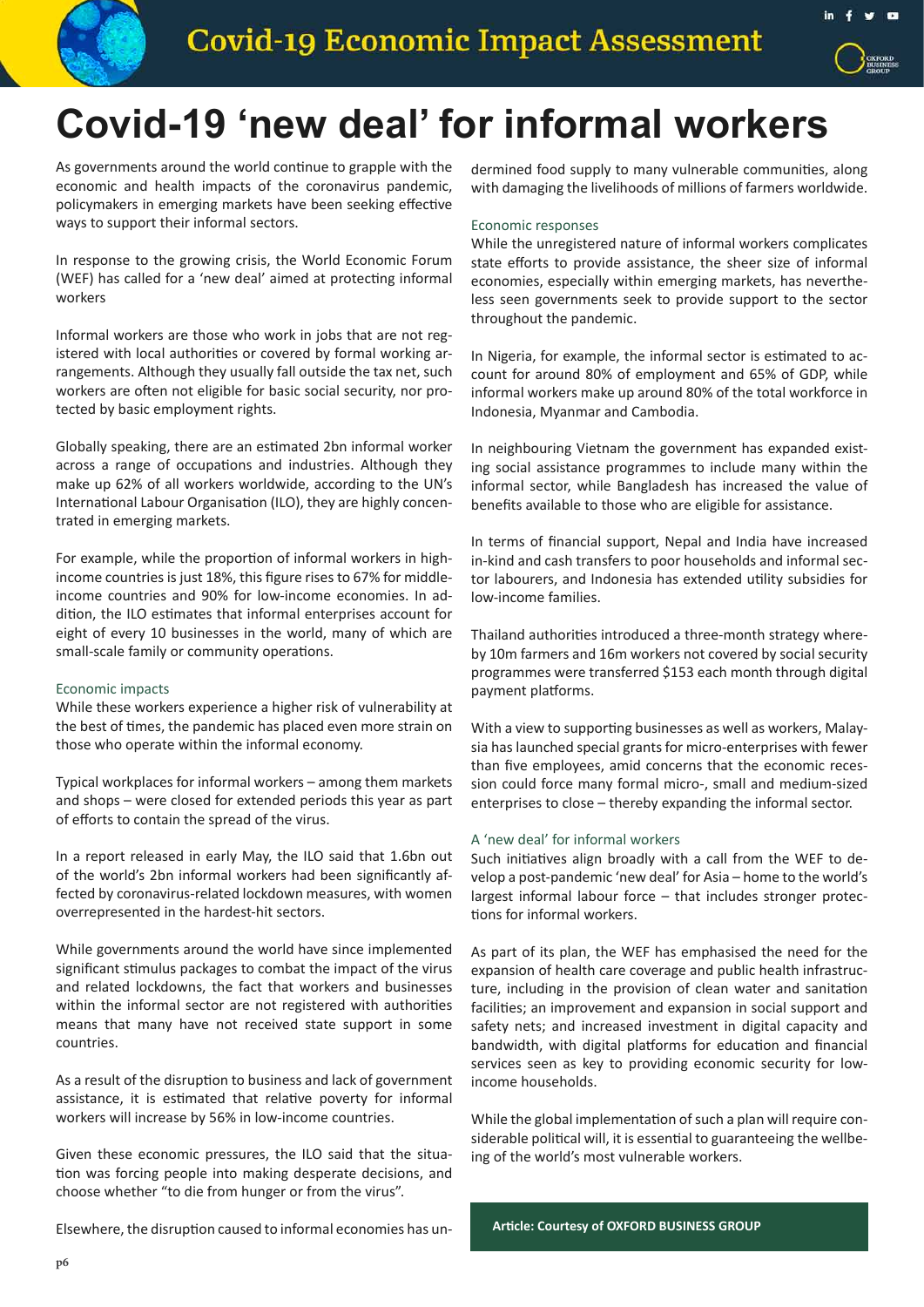# Covid-19 'new deal' for informal workers

As governments around the world continue to grapple with the economic and health impacts of the coronavirus pandemic, policymakers in emerging markets have been seeking effective ways to support their informal sectors.

In response to the growing crisis, the World Economic Forum (WEF) has called for a 'new deal' aimed at protecting informal workers

Informal workers are those who work in jobs that are not registered with local authorities or covered by formal working arrangements. Although they usually fall outside the tax net, such workers are often not eligible for basic social security, nor protected by basic employment rights.

Globally speaking, there are an estimated 2bn informal worker across a range of occupations and industries. Although they make up 62% of all workers worldwide, according to the UN's International Labour Organisation (ILO), they are highly concentrated in emerging markets.

For example, while the proportion of informal workers in high-income countries is just 18%, this figure rises to 67% for middle-income countries and 90% for low-income economies. In addition, the ILO estimates that informal enterprises account for eight of every 10 businesses in the world, many of which are small-scale family or community operations.

## Economic impacts

While these workers experience a higher risk of vulnerability at the best of times, the pandemic has placed even more strain on those who operate within the informal economy.

Typical workplaces for informal workers – among them markets and shops – were closed for extended periods this year as part of efforts to contain the spread of the virus.

In a report released in early May, the ILO said that 1.6bn out of the world's 2bn informal workers had been significantly affected by coronavirus-related lockdown measures, with women overrepresented in the hardest-hit sectors.

While governments around the world have since implemented significant stimulus packages to combat the impact of the virus and related lockdowns, the fact that workers and businesses within the informal sector are not registered with authorities means that many have not received state support in some countries.

As a result of the disruption to business and lack of government assistance, it is estimated that relative poverty for informal workers will increase by 56% in low-income countries.

Given these economic pressures, the ILO said that the situation was forcing people into making desperate decisions, and choose whether "to die from hunger or from the virus".

Elsewhere, the disruption caused to informal economies has undermined food supply to many vulnerable communities, along with damaging the livelihoods of millions of farmers worldwide.

## Economic responses

While the unregistered nature of informal workers complicates state efforts to provide assistance, the sheer size of informal economies, especially within emerging markets, has nevertheless seen governments seek to provide support to the sector throughout the pandemic.

In Nigeria, for example, the informal sector is estimated to account for around 80% of employment and 65% of GDP, while informal workers make up around 80% of the total workforce in Indonesia, Myanmar and Cambodia.

In neighbouring Vietnam the government has expanded existing social assistance programmes to include many within the informal sector, while Bangladesh has increased the value of benefits available to those who are eligible for assistance.

In terms of financial support, Nepal and India have increased in-kind and cash transfers to poor households and informal sector labourers, and Indonesia has extended utility subsidies for low-income families.

Thailand authorities introduced a three-month strategy whereby 10m farmers and 16m workers not covered by social security programmes were transferred $153 each month through digital payment platforms.

With a view to supporting businesses as well as workers, Malaysia has launched special grants for micro-enterprises with fewer than five employees, amid concerns that the economic recession could force many formal micro-, small and medium-sized enterprises to close – thereby expanding the informal sector.

## A 'new deal' for informal workers

Such initiatives align broadly with a call from the WEF to develop a post-pandemic 'new deal' for Asia – home to the world's largest informal labour force – that includes stronger protections for informal workers.

As part of its plan, the WEF has emphasised the need for the expansion of health care coverage and public health infrastructure, including in the provision of clean water and sanitation facilities; an improvement and expansion in social support and safety nets; and increased investment in digital capacity and bandwidth, with digital platforms for education and financial services seen as key to providing economic security for low-income households.

While the global implementation of such a plan will require considerable political will, it is essential to guaranteeing the wellbeing of the world's most vulnerable workers.

**Article: Courtesy of OXFORD BUSINESS GROUP**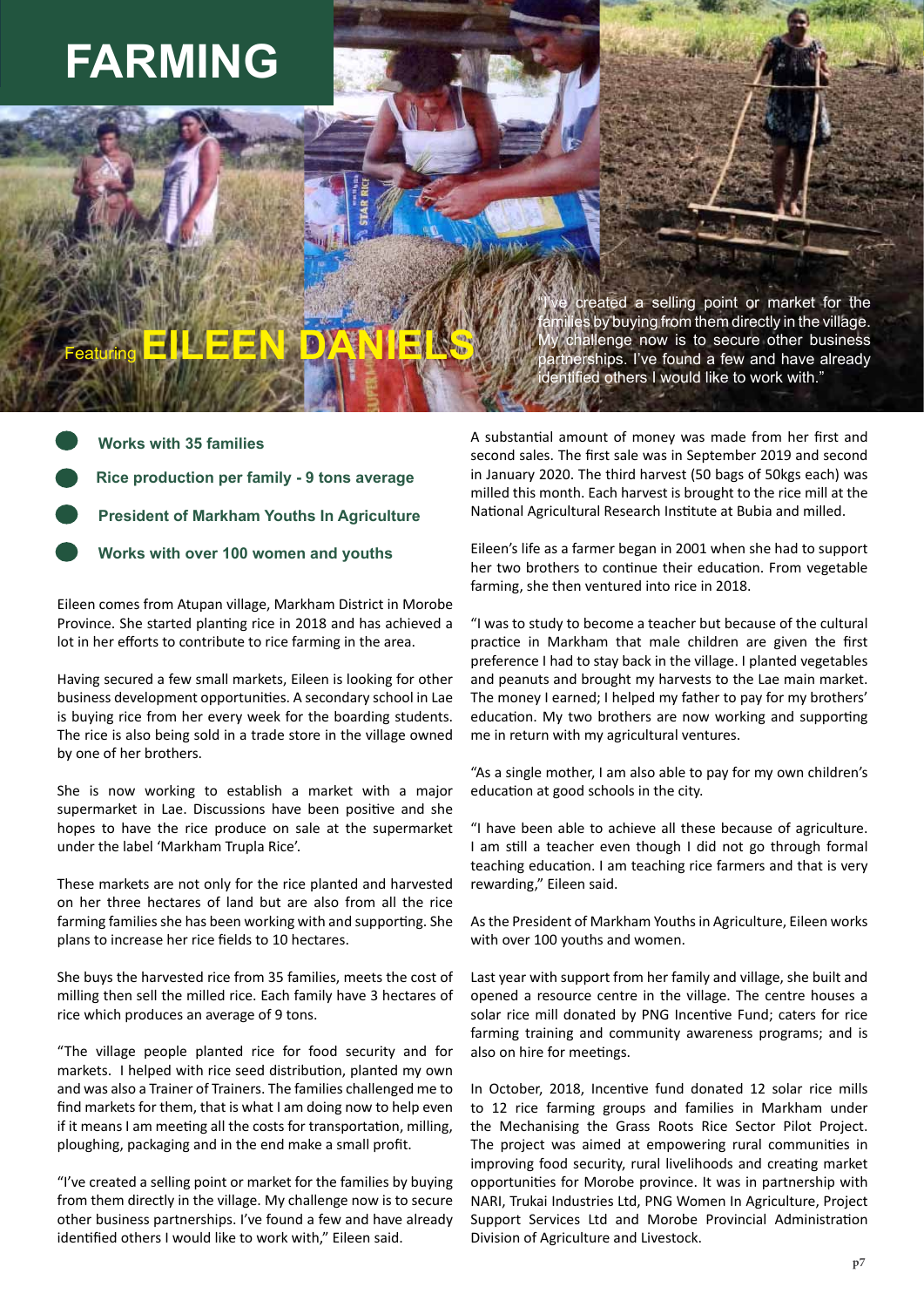# FARMING

## Featuring EILEEN DANIELS

"I've created a selling point or market for the families by buying from them directly in the village. My challenge now is to secure other business partnerships. I've found a few and have already identified others I would like to work with."

- **Works with 35 families**
- **Rice production per family - 9 tons average**
- **President of Markham Youths In Agriculture**
- **Works with over 100 women and youths**

Eileen comes from Atupan village, Markham District in Morobe Province. She started planting rice in 2018 and has achieved a lot in her efforts to contribute to rice farming in the area.

Having secured a few small markets, Eileen is looking for other business development opportunities. A secondary school in Lae is buying rice from her every week for the boarding students. The rice is also being sold in a trade store in the village owned by one of her brothers.

She is now working to establish a market with a major supermarket in Lae. Discussions have been positive and she hopes to have the rice produce on sale at the supermarket under the label 'Markham Trupla Rice'.

These markets are not only for the rice planted and harvested on her three hectares of land but are also from all the rice farming families she has been working with and supporting. She plans to increase her rice fields to 10 hectares.

She buys the harvested rice from 35 families, meets the cost of milling then sell the milled rice. Each family have 3 hectares of rice which produces an average of 9 tons.

"The village people planted rice for food security and for markets. I helped with rice seed distribution, planted my own and was also a Trainer of Trainers. The families challenged me to find markets for them, that is what I am doing now to help even if it means I am meeting all the costs for transportation, milling, ploughing, packaging and in the end make a small profit.

"I've created a selling point or market for the families by buying from them directly in the village. My challenge now is to secure other business partnerships. I've found a few and have already identified others I would like to work with," Eileen said.

A substantial amount of money was made from her first and second sales. The first sale was in September 2019 and second in January 2020. The third harvest (50 bags of 50kgs each) was milled this month. Each harvest is brought to the rice mill at the National Agricultural Research Institute at Bubia and milled.

Eileen's life as a farmer began in 2001 when she had to support her two brothers to continue their education. From vegetable farming, she then ventured into rice in 2018.

"I was to study to become a teacher but because of the cultural practice in Markham that male children are given the first preference I had to stay back in the village. I planted vegetables and peanuts and brought my harvests to the Lae main market. The money I earned; I helped my father to pay for my brothers' education. My two brothers are now working and supporting me in return with my agricultural ventures.

"As a single mother, I am also able to pay for my own children's education at good schools in the city.

"I have been able to achieve all these because of agriculture. I am still a teacher even though I did not go through formal teaching education. I am teaching rice farmers and that is very rewarding," Eileen said.

As the President of Markham Youths in Agriculture, Eileen works with over 100 youths and women.

Last year with support from her family and village, she built and opened a resource centre in the village. The centre houses a solar rice mill donated by PNG Incentive Fund; caters for rice farming training and community awareness programs; and is also on hire for meetings.

In October, 2018, Incentive fund donated 12 solar rice mills to 12 rice farming groups and families in Markham under the Mechanising the Grass Roots Rice Sector Pilot Project. The project was aimed at empowering rural communities in improving food security, rural livelihoods and creating market opportunities for Morobe province. It was in partnership with NARI, Trukai Industries Ltd, PNG Women In Agriculture, Project Support Services Ltd and Morobe Provincial Administration Division of Agriculture and Livestock.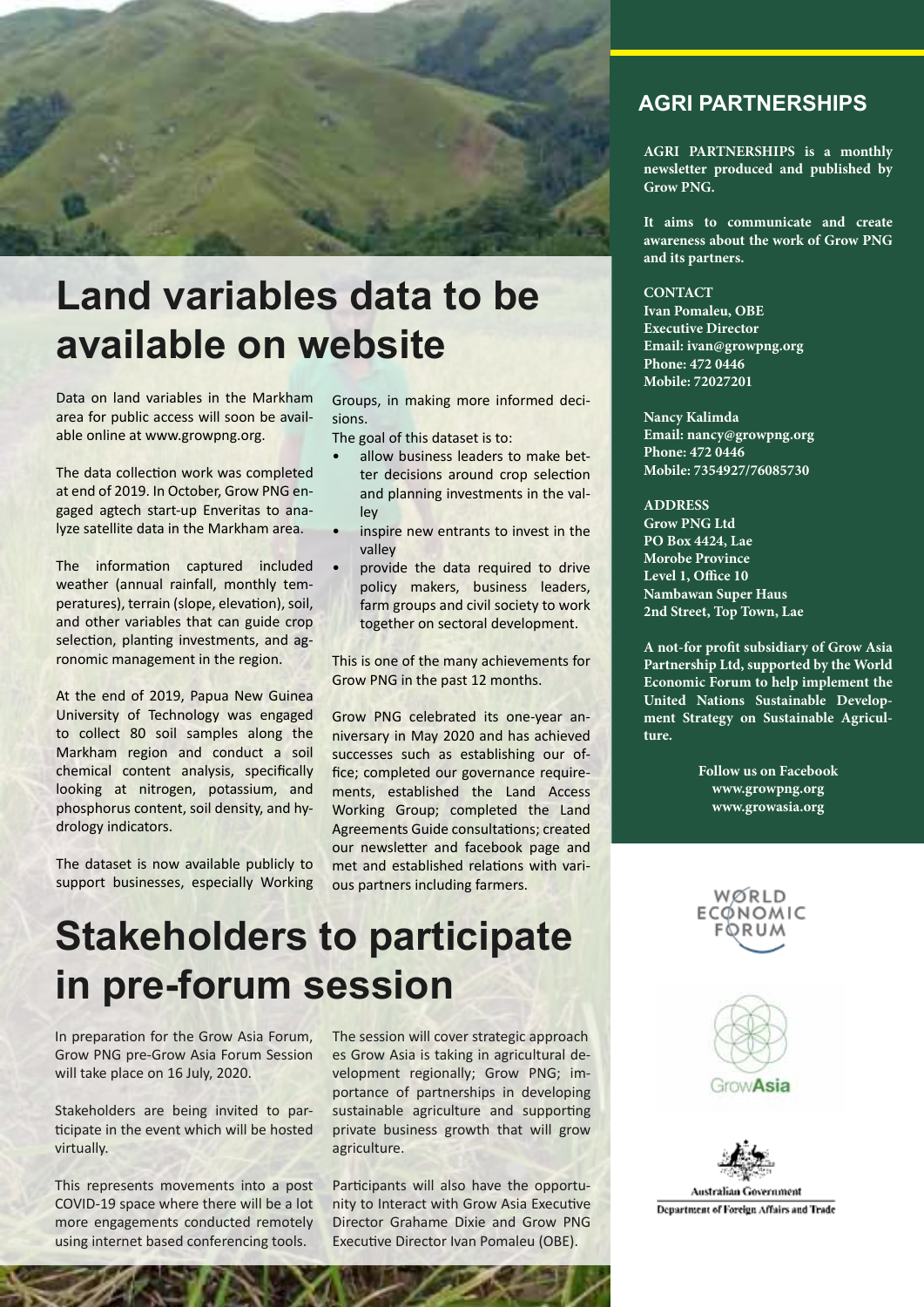# Land variables data to be available on website

Data on land variables in the Markham area for public access will soon be available online at www.growpng.org.

The data collection work was completed at end of 2019. In October, Grow PNG engaged agtech start-up Enveritas to analyze satellite data in the Markham area.

The information captured included weather (annual rainfall, monthly temperatures), terrain (slope, elevation), soil, and other variables that can guide crop selection, planting investments, and agronomic management in the region.

At the end of 2019, Papua New Guinea University of Technology was engaged to collect 80 soil samples along the Markham region and conduct a soil chemical content analysis, specifically looking at nitrogen, potassium, and phosphorus content, soil density, and hydrology indicators.

The dataset is now available publicly to support businesses, especially Working Groups, in making more informed decisions.

The goal of this dataset is to:

- allow business leaders to make better decisions around crop selection and planning investments in the valley
- inspire new entrants to invest in the valley
- provide the data required to drive policy makers, business leaders, farm groups and civil society to work together on sectoral development.

This is one of the many achievements for Grow PNG in the past 12 months.

Grow PNG celebrated its one-year anniversary in May 2020 and has achieved successes such as establishing our office; completed our governance requirements, established the Land Access Working Group; completed the Land Agreements Guide consultations; created our newsletter and facebook page and met and established relations with various partners including farmers.

# Stakeholders to participate in pre-forum session

In preparation for the Grow Asia Forum, Grow PNG pre-Grow Asia Forum Session will take place on 16 July, 2020.

Stakeholders are being invited to participate in the event which will be hosted virtually.

This represents movements into a post COVID-19 space where there will be a lot more engagements conducted remotely using internet based conferencing tools.

The session will cover strategic approaches Grow Asia is taking in agricultural development regionally; Grow PNG; importance of partnerships in developing sustainable agriculture and supporting private business growth that will grow agriculture.

Participants will also have the opportunity to Interact with Grow Asia Executive Director Grahame Dixie and Grow PNG Executive Director Ivan Pomaleu (OBE).

## AGRI PARTNERSHIPS

**AGRI PARTNERSHIPS is a monthly newsletter produced and published by Grow PNG.**

**It aims to communicate and create awareness about the work of Grow PNG and its partners.**

**CONTACT**
**Ivan Pomaleu, OBE**
**Executive Director**
**Email: ivan@growpng.org**
**Phone: 472 0446**
**Mobile: 72027201**

**Nancy Kalimda**
**Email: nancy@growpng.org**
**Phone: 472 0446**
**Mobile: 7354927/76085730**

**ADDRESS**
**Grow PNG Ltd**
**PO Box 4424, Lae**
**Morobe Province**
**Level 1, Office 10**
**Nambawan Super Haus**
**2nd Street, Top Town, Lae**

**A not-for profit subsidiary of Grow Asia Partnership Ltd, supported by the World Economic Forum to help implement the United Nations Sustainable Development Strategy on Sustainable Agriculture.**

**Follow us on Facebook**
**www.growpng.org**
**www.growasia.org**

WORLD ECONOMIC FORUM

GrowAsia

Australian Government
Department of Foreign Affairs and Trade